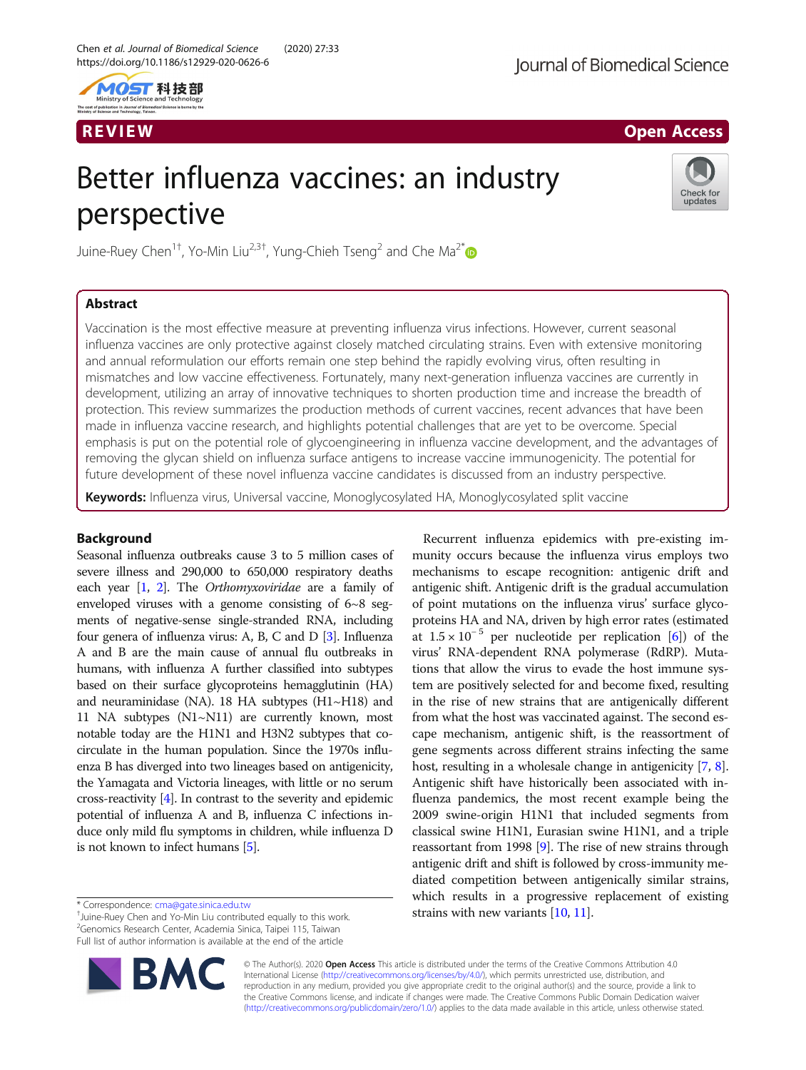REVIEW

Open Access

# Better influenza vaccines: an industry perspective

Juine-Ruey Chen[1†], Yo-Min Liu[2,3†], Yung-Chieh Tseng[2] and Che Ma[2*]

## Abstract

Vaccination is the most effective measure at preventing influenza virus infections. However, current seasonal influenza vaccines are only protective against closely matched circulating strains. Even with extensive monitoring and annual reformulation our efforts remain one step behind the rapidly evolving virus, often resulting in mismatches and low vaccine effectiveness. Fortunately, many next-generation influenza vaccines are currently in development, utilizing an array of innovative techniques to shorten production time and increase the breadth of protection. This review summarizes the production methods of current vaccines, recent advances that have been made in influenza vaccine research, and highlights potential challenges that are yet to be overcome. Special emphasis is put on the potential role of glycoengineering in influenza vaccine development, and the advantages of removing the glycan shield on influenza surface antigens to increase vaccine immunogenicity. The potential for future development of these novel influenza vaccine candidates is discussed from an industry perspective.

**Keywords:** Influenza virus, Universal vaccine, Monoglycosylated HA, Monoglycosylated split vaccine

## Background

Seasonal influenza outbreaks cause 3 to 5 million cases of severe illness and 290,000 to 650,000 respiratory deaths each year [1, 2]. The *Orthomyxoviridae* are a family of enveloped viruses with a genome consisting of 6~8 segments of negative-sense single-stranded RNA, including four genera of influenza virus: A, B, C and D [3]. Influenza A and B are the main cause of annual flu outbreaks in humans, with influenza A further classified into subtypes based on their surface glycoproteins hemagglutinin (HA) and neuraminidase (NA). 18 HA subtypes (H1~H18) and 11 NA subtypes (N1~N11) are currently known, most notable today are the H1N1 and H3N2 subtypes that co-circulate in the human population. Since the 1970s influenza B has diverged into two lineages based on antigenicity, the Yamagata and Victoria lineages, with little or no serum cross-reactivity [4]. In contrast to the severity and epidemic potential of influenza A and B, influenza C infections induce only mild flu symptoms in children, while influenza D is not known to infect humans [5].

Recurrent influenza epidemics with pre-existing immunity occurs because the influenza virus employs two mechanisms to escape recognition: antigenic drift and antigenic shift. Antigenic drift is the gradual accumulation of point mutations on the influenza virus' surface glycoproteins HA and NA, driven by high error rates (estimated at $1.5 \times 10^{-5}$ per nucleotide per replication [6]) of the virus' RNA-dependent RNA polymerase (RdRP). Mutations that allow the virus to evade the host immune system are positively selected for and become fixed, resulting in the rise of new strains that are antigenically different from what the host was vaccinated against. The second escape mechanism, antigenic shift, is the reassortment of gene segments across different strains infecting the same host, resulting in a wholesale change in antigenicity [7, 8]. Antigenic shift have historically been associated with influenza pandemics, the most recent example being the 2009 swine-origin H1N1 that included segments from classical swine H1N1, Eurasian swine H1N1, and a triple reassortant from 1998 [9]. The rise of new strains through antigenic drift and shift is followed by cross-immunity mediated competition between antigenically similar strains, which results in a progressive replacement of existing strains with new variants [10, 11].

\* Correspondence: cma@gate.sinica.edu.tw
†Juine-Ruey Chen and Yo-Min Liu contributed equally to this work.
[2]Genomics Research Center, Academia Sinica, Taipei 115, Taiwan
Full list of author information is available at the end of the article

© The Author(s). 2020 **Open Access** This article is distributed under the terms of the Creative Commons Attribution 4.0 International License (http://creativecommons.org/licenses/by/4.0/), which permits unrestricted use, distribution, and reproduction in any medium, provided you give appropriate credit to the original author(s) and the source, provide a link to the Creative Commons license, and indicate if changes were made. The Creative Commons Public Domain Dedication waiver (http://creativecommons.org/publicdomain/zero/1.0/) applies to the data made available in this article, unless otherwise stated.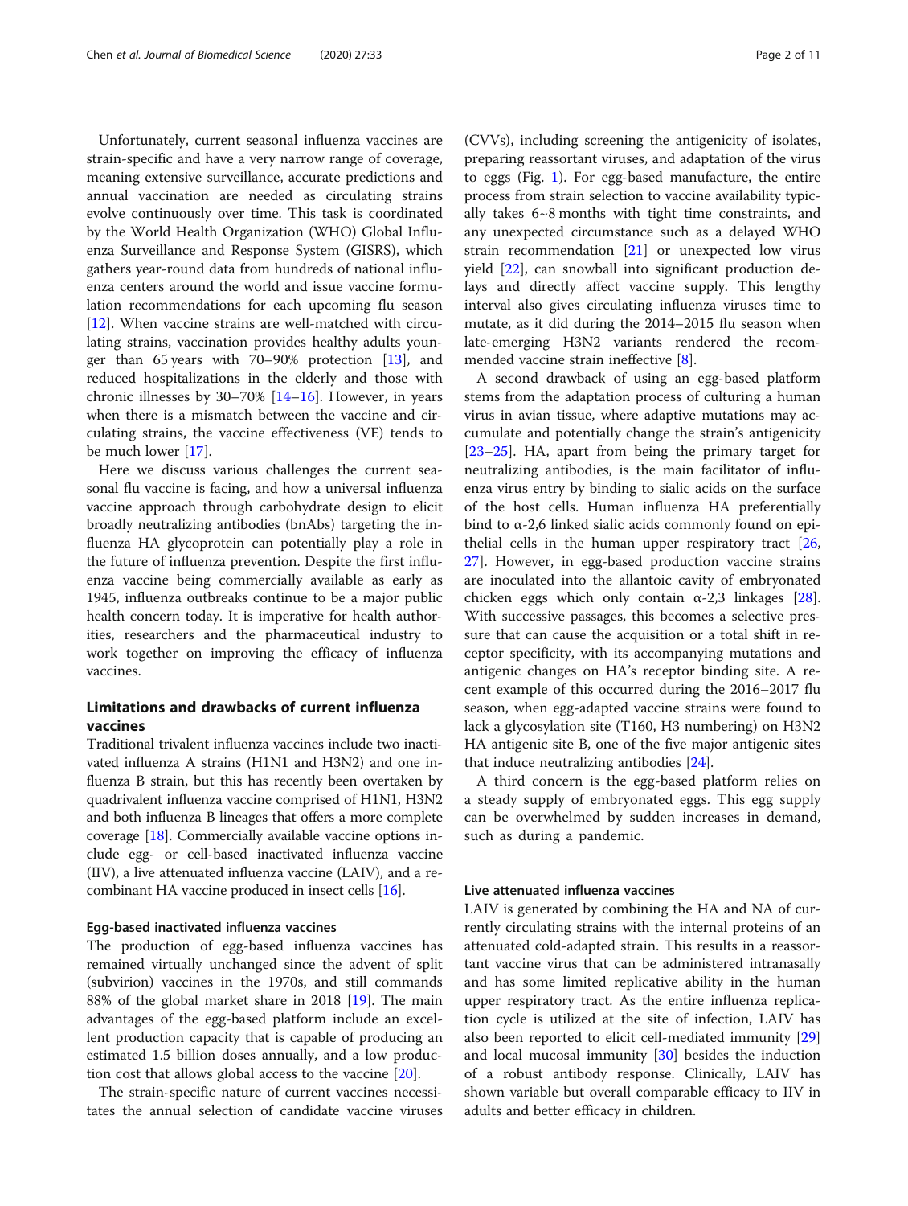Unfortunately, current seasonal influenza vaccines are strain-specific and have a very narrow range of coverage, meaning extensive surveillance, accurate predictions and annual vaccination are needed as circulating strains evolve continuously over time. This task is coordinated by the World Health Organization (WHO) Global Influenza Surveillance and Response System (GISRS), which gathers year-round data from hundreds of national influenza centers around the world and issue vaccine formulation recommendations for each upcoming flu season [12]. When vaccine strains are well-matched with circulating strains, vaccination provides healthy adults younger than 65 years with 70–90% protection [13], and reduced hospitalizations in the elderly and those with chronic illnesses by 30–70% [14–16]. However, in years when there is a mismatch between the vaccine and circulating strains, the vaccine effectiveness (VE) tends to be much lower [17].

Here we discuss various challenges the current seasonal flu vaccine is facing, and how a universal influenza vaccine approach through carbohydrate design to elicit broadly neutralizing antibodies (bnAbs) targeting the influenza HA glycoprotein can potentially play a role in the future of influenza prevention. Despite the first influenza vaccine being commercially available as early as 1945, influenza outbreaks continue to be a major public health concern today. It is imperative for health authorities, researchers and the pharmaceutical industry to work together on improving the efficacy of influenza vaccines.

## Limitations and drawbacks of current influenza vaccines

Traditional trivalent influenza vaccines include two inactivated influenza A strains (H1N1 and H3N2) and one influenza B strain, but this has recently been overtaken by quadrivalent influenza vaccine comprised of H1N1, H3N2 and both influenza B lineages that offers a more complete coverage [18]. Commercially available vaccine options include egg- or cell-based inactivated influenza vaccine (IIV), a live attenuated influenza vaccine (LAIV), and a recombinant HA vaccine produced in insect cells [16].

### Egg-based inactivated influenza vaccines

The production of egg-based influenza vaccines has remained virtually unchanged since the advent of split (subvirion) vaccines in the 1970s, and still commands 88% of the global market share in 2018 [19]. The main advantages of the egg-based platform include an excellent production capacity that is capable of producing an estimated 1.5 billion doses annually, and a low production cost that allows global access to the vaccine [20].

The strain-specific nature of current vaccines necessitates the annual selection of candidate vaccine viruses (CVVs), including screening the antigenicity of isolates, preparing reassortant viruses, and adaptation of the virus to eggs (Fig. 1). For egg-based manufacture, the entire process from strain selection to vaccine availability typically takes 6~8 months with tight time constraints, and any unexpected circumstance such as a delayed WHO strain recommendation [21] or unexpected low virus yield [22], can snowball into significant production delays and directly affect vaccine supply. This lengthy interval also gives circulating influenza viruses time to mutate, as it did during the 2014–2015 flu season when late-emerging H3N2 variants rendered the recommended vaccine strain ineffective [8].

A second drawback of using an egg-based platform stems from the adaptation process of culturing a human virus in avian tissue, where adaptive mutations may accumulate and potentially change the strain's antigenicity [23–25]. HA, apart from being the primary target for neutralizing antibodies, is the main facilitator of influenza virus entry by binding to sialic acids on the surface of the host cells. Human influenza HA preferentially bind to α-2,6 linked sialic acids commonly found on epithelial cells in the human upper respiratory tract [26, 27]. However, in egg-based production vaccine strains are inoculated into the allantoic cavity of embryonated chicken eggs which only contain α-2,3 linkages [28]. With successive passages, this becomes a selective pressure that can cause the acquisition or a total shift in receptor specificity, with its accompanying mutations and antigenic changes on HA's receptor binding site. A recent example of this occurred during the 2016–2017 flu season, when egg-adapted vaccine strains were found to lack a glycosylation site (T160, H3 numbering) on H3N2 HA antigenic site B, one of the five major antigenic sites that induce neutralizing antibodies [24].

A third concern is the egg-based platform relies on a steady supply of embryonated eggs. This egg supply can be overwhelmed by sudden increases in demand, such as during a pandemic.

### Live attenuated influenza vaccines

LAIV is generated by combining the HA and NA of currently circulating strains with the internal proteins of an attenuated cold-adapted strain. This results in a reassortant vaccine virus that can be administered intranasally and has some limited replicative ability in the human upper respiratory tract. As the entire influenza replication cycle is utilized at the site of infection, LAIV has also been reported to elicit cell-mediated immunity [29] and local mucosal immunity [30] besides the induction of a robust antibody response. Clinically, LAIV has shown variable but overall comparable efficacy to IIV in adults and better efficacy in children.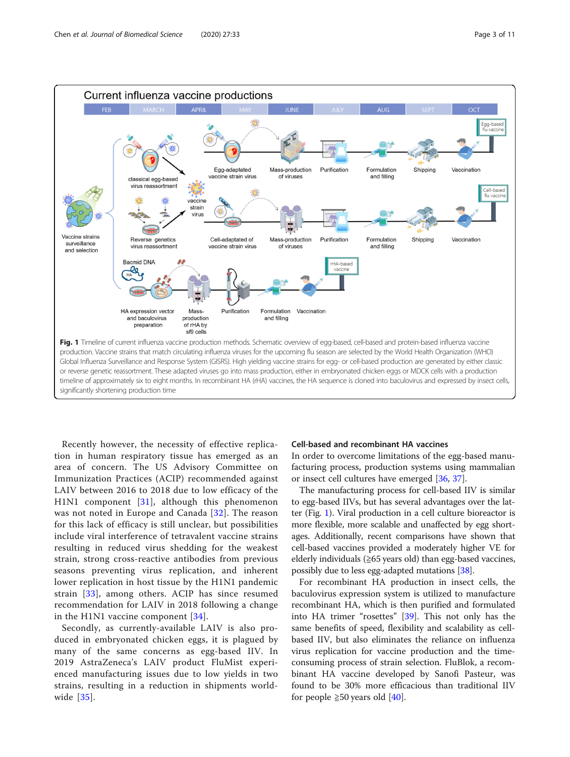**Fig. 1** Timeline of current influenza vaccine production methods. Schematic overview of egg-based, cell-based and protein-based influenza vaccine production. Vaccine strains that match circulating influenza viruses for the upcoming flu season are selected by the World Health Organization (WHO) Global Influenza Surveillance and Response System (GISRS). High yielding vaccine strains for egg- or cell-based production are generated by either classic or reverse genetic reassortment. These adapted viruses go into mass production, either in embryonated chicken eggs or MDCK cells with a production timeline of approximately six to eight months. In recombinant HA (rHA) vaccines, the HA sequence is cloned into baculovirus and expressed by insect cells, significantly shortening production time

Recently however, the necessity of effective replication in human respiratory tissue has emerged as an area of concern. The US Advisory Committee on Immunization Practices (ACIP) recommended against LAIV between 2016 to 2018 due to low efficacy of the H1N1 component [31], although this phenomenon was not noted in Europe and Canada [32]. The reason for this lack of efficacy is still unclear, but possibilities include viral interference of tetravalent vaccine strains resulting in reduced virus shedding for the weakest strain, strong cross-reactive antibodies from previous seasons preventing virus replication, and inherent lower replication in host tissue by the H1N1 pandemic strain [33], among others. ACIP has since resumed recommendation for LAIV in 2018 following a change in the H1N1 vaccine component [34].

Secondly, as currently-available LAIV is also produced in embryonated chicken eggs, it is plagued by many of the same concerns as egg-based IIV. In 2019 AstraZeneca's LAIV product FluMist experienced manufacturing issues due to low yields in two strains, resulting in a reduction in shipments worldwide [35].

### Cell-based and recombinant HA vaccines

In order to overcome limitations of the egg-based manufacturing process, production systems using mammalian or insect cell cultures have emerged [36, 37].

The manufacturing process for cell-based IIV is similar to egg-based IIVs, but has several advantages over the latter (Fig. 1). Viral production in a cell culture bioreactor is more flexible, more scalable and unaffected by egg shortages. Additionally, recent comparisons have shown that cell-based vaccines provided a moderately higher VE for elderly individuals (≧65 years old) than egg-based vaccines, possibly due to less egg-adapted mutations [38].

For recombinant HA production in insect cells, the baculovirus expression system is utilized to manufacture recombinant HA, which is then purified and formulated into HA trimer "rosettes" [39]. This not only has the same benefits of speed, flexibility and scalability as cell-based IIV, but also eliminates the reliance on influenza virus replication for vaccine production and the time-consuming process of strain selection. FluBlok, a recombinant HA vaccine developed by Sanofi Pasteur, was found to be 30% more efficacious than traditional IIV for people ≧50 years old [40].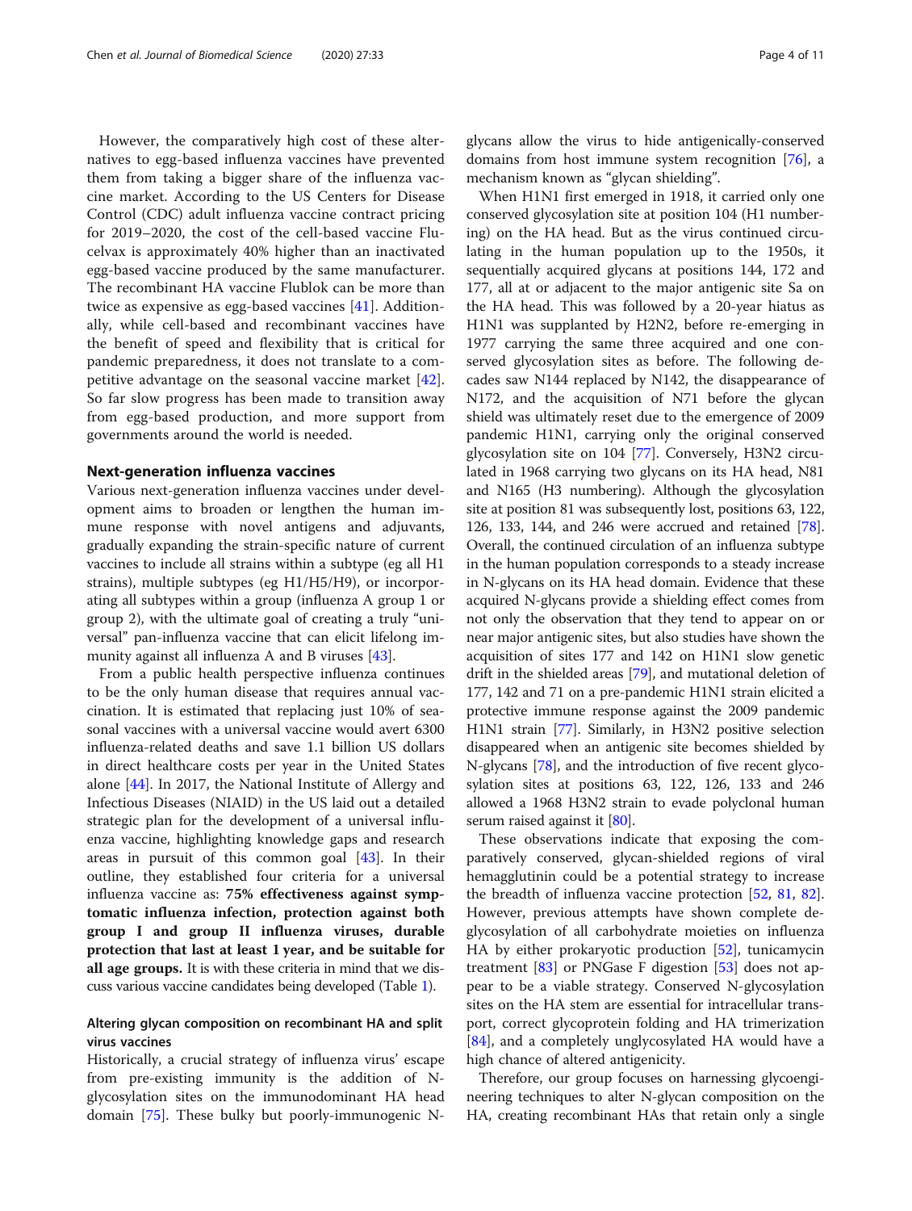However, the comparatively high cost of these alternatives to egg-based influenza vaccines have prevented them from taking a bigger share of the influenza vaccine market. According to the US Centers for Disease Control (CDC) adult influenza vaccine contract pricing for 2019–2020, the cost of the cell-based vaccine Flucelvax is approximately 40% higher than an inactivated egg-based vaccine produced by the same manufacturer. The recombinant HA vaccine Flublok can be more than twice as expensive as egg-based vaccines [41]. Additionally, while cell-based and recombinant vaccines have the benefit of speed and flexibility that is critical for pandemic preparedness, it does not translate to a competitive advantage on the seasonal vaccine market [42]. So far slow progress has been made to transition away from egg-based production, and more support from governments around the world is needed.

## Next-generation influenza vaccines

Various next-generation influenza vaccines under development aims to broaden or lengthen the human immune response with novel antigens and adjuvants, gradually expanding the strain-specific nature of current vaccines to include all strains within a subtype (eg all H1 strains), multiple subtypes (eg H1/H5/H9), or incorporating all subtypes within a group (influenza A group 1 or group 2), with the ultimate goal of creating a truly "universal" pan-influenza vaccine that can elicit lifelong immunity against all influenza A and B viruses [43].

From a public health perspective influenza continues to be the only human disease that requires annual vaccination. It is estimated that replacing just 10% of seasonal vaccines with a universal vaccine would avert 6300 influenza-related deaths and save 1.1 billion US dollars in direct healthcare costs per year in the United States alone [44]. In 2017, the National Institute of Allergy and Infectious Diseases (NIAID) in the US laid out a detailed strategic plan for the development of a universal influenza vaccine, highlighting knowledge gaps and research areas in pursuit of this common goal [43]. In their outline, they established four criteria for a universal influenza vaccine as: **75% effectiveness against symptomatic influenza infection, protection against both group I and group II influenza viruses, durable protection that last at least 1 year, and be suitable for all age groups.** It is with these criteria in mind that we discuss various vaccine candidates being developed (Table 1).

### Altering glycan composition on recombinant HA and split virus vaccines

Historically, a crucial strategy of influenza virus' escape from pre-existing immunity is the addition of N-glycosylation sites on the immunodominant HA head domain [75]. These bulky but poorly-immunogenic N-glycans allow the virus to hide antigenically-conserved domains from host immune system recognition [76], a mechanism known as "glycan shielding".

When H1N1 first emerged in 1918, it carried only one conserved glycosylation site at position 104 (H1 numbering) on the HA head. But as the virus continued circulating in the human population up to the 1950s, it sequentially acquired glycans at positions 144, 172 and 177, all at or adjacent to the major antigenic site Sa on the HA head. This was followed by a 20-year hiatus as H1N1 was supplanted by H2N2, before re-emerging in 1977 carrying the same three acquired and one conserved glycosylation sites as before. The following decades saw N144 replaced by N142, the disappearance of N172, and the acquisition of N71 before the glycan shield was ultimately reset due to the emergence of 2009 pandemic H1N1, carrying only the original conserved glycosylation site on 104 [77]. Conversely, H3N2 circulated in 1968 carrying two glycans on its HA head, N81 and N165 (H3 numbering). Although the glycosylation site at position 81 was subsequently lost, positions 63, 122, 126, 133, 144, and 246 were accrued and retained [78]. Overall, the continued circulation of an influenza subtype in the human population corresponds to a steady increase in N-glycans on its HA head domain. Evidence that these acquired N-glycans provide a shielding effect comes from not only the observation that they tend to appear on or near major antigenic sites, but also studies have shown the acquisition of sites 177 and 142 on H1N1 slow genetic drift in the shielded areas [79], and mutational deletion of 177, 142 and 71 on a pre-pandemic H1N1 strain elicited a protective immune response against the 2009 pandemic H1N1 strain [77]. Similarly, in H3N2 positive selection disappeared when an antigenic site becomes shielded by N-glycans [78], and the introduction of five recent glycosylation sites at positions 63, 122, 126, 133 and 246 allowed a 1968 H3N2 strain to evade polyclonal human serum raised against it [80].

These observations indicate that exposing the comparatively conserved, glycan-shielded regions of viral hemagglutinin could be a potential strategy to increase the breadth of influenza vaccine protection [52, 81, 82]. However, previous attempts have shown complete deglycosylation of all carbohydrate moieties on influenza HA by either prokaryotic production [52], tunicamycin treatment [83] or PNGase F digestion [53] does not appear to be a viable strategy. Conserved N-glycosylation sites on the HA stem are essential for intracellular transport, correct glycoprotein folding and HA trimerization [84], and a completely unglycosylated HA would have a high chance of altered antigenicity.

Therefore, our group focuses on harnessing glycoengineering techniques to alter N-glycan composition on the HA, creating recombinant HAs that retain only a single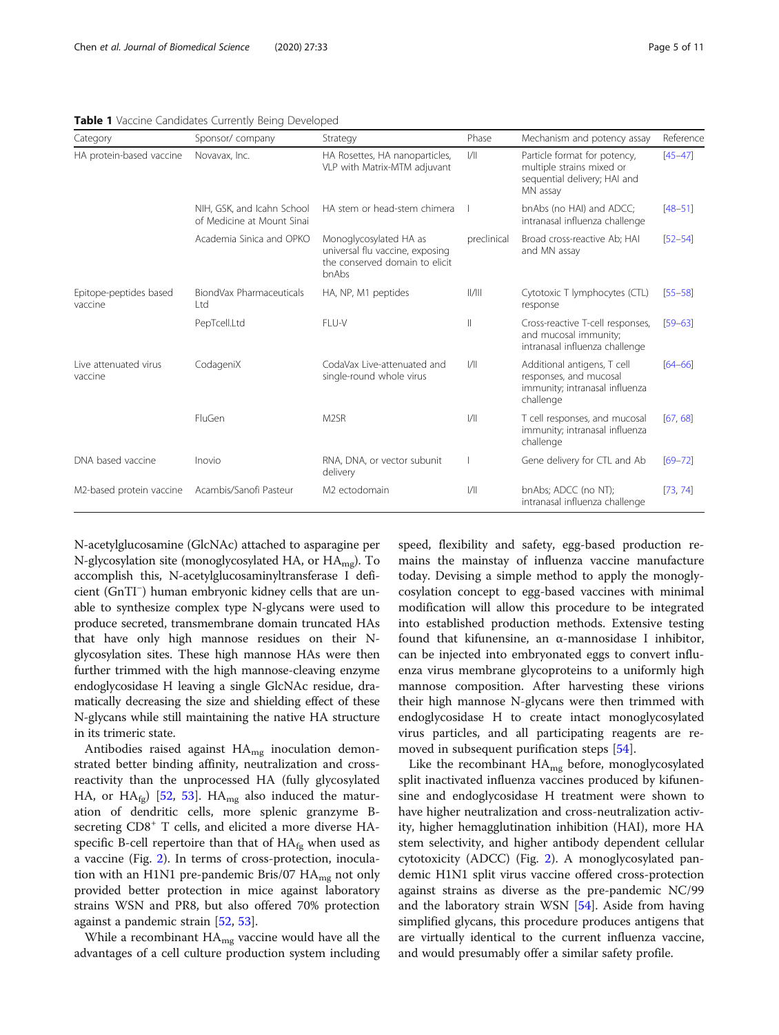**Table 1** Vaccine Candidates Currently Being Developed

| Category | Sponsor/ company | Strategy | Phase | Mechanism and potency assay | Reference |
|---|---|---|---|---|---|
| HA protein-based vaccine | Novavax, Inc. | HA Rosettes, HA nanoparticles, VLP with Matrix-MTM adjuvant | I/II | Particle format for potency, multiple strains mixed or sequential delivery; HAI and MN assay | [45–47] |
| | NIH, GSK, and Icahn School of Medicine at Mount Sinai | HA stem or head-stem chimera | I | bnAbs (no HAI) and ADCC; intranasal influenza challenge | [48–51] |
| | Academia Sinica and OPKO | Monoglycosylated HA as universal flu vaccine, exposing the conserved domain to elicit bnAbs | preclinical | Broad cross-reactive Ab; HAI and MN assay | [52–54] |
| Epitope-peptides based vaccine | BiondVax Pharmaceuticals Ltd | HA, NP, M1 peptides | II/III | Cytotoxic T lymphocytes (CTL) response | [55–58] |
| | PepTcell.Ltd | FLU-V | II | Cross-reactive T-cell responses, and mucosal immunity; intranasal influenza challenge | [59–63] |
| Live attenuated virus vaccine | CodageniX | CodaVax Live-attenuated and single-round whole virus | I/II | Additional antigens, T cell responses, and mucosal immunity; intranasal influenza challenge | [64–66] |
| | FluGen | M2SR | I/II | T cell responses, and mucosal immunity; intranasal influenza challenge | [67, 68] |
| DNA based vaccine | Inovio | RNA, DNA, or vector subunit delivery | I | Gene delivery for CTL and Ab | [69–72] |
| M2-based protein vaccine | Acambis/Sanofi Pasteur | M2 ectodomain | I/II | bnAbs; ADCC (no NT); intranasal influenza challenge | [73, 74] |

N-acetylglucosamine (GlcNAc) attached to asparagine per N-glycosylation site (monoglycosylated HA, or $HA_{mg}$). To accomplish this, N-acetylglucosaminyltransferase I deficient ($GnTI^{-}$) human embryonic kidney cells that are unable to synthesize complex type N-glycans were used to produce secreted, transmembrane domain truncated HAs that have only high mannose residues on their N-glycosylation sites. These high mannose HAs were then further trimmed with the high mannose-cleaving enzyme endoglycosidase H leaving a single GlcNAc residue, dramatically decreasing the size and shielding effect of these N-glycans while still maintaining the native HA structure in its trimeric state.

Antibodies raised against $HA_{mg}$ inoculation demonstrated better binding affinity, neutralization and cross-reactivity than the unprocessed HA (fully glycosylated HA, or $HA_{fg}$) [52, 53]. $HA_{mg}$ also induced the maturation of dendritic cells, more splenic granzyme B-secreting $CD8^{+}$ T cells, and elicited a more diverse HA-specific B-cell repertoire than that of $HA_{fg}$ when used as a vaccine (Fig. 2). In terms of cross-protection, inoculation with an H1N1 pre-pandemic Bris/07 $HA_{mg}$ not only provided better protection in mice against laboratory strains WSN and PR8, but also offered 70% protection against a pandemic strain [52, 53].

While a recombinant $HA_{mg}$ vaccine would have all the advantages of a cell culture production system including speed, flexibility and safety, egg-based production remains the mainstay of influenza vaccine manufacture today. Devising a simple method to apply the monoglycosylation concept to egg-based vaccines with minimal modification will allow this procedure to be integrated into established production methods. Extensive testing found that kifunensine, an α-mannosidase I inhibitor, can be injected into embryonated eggs to convert influenza virus membrane glycoproteins to a uniformly high mannose composition. After harvesting these virions their high mannose N-glycans were then trimmed with endoglycosidase H to create intact monoglycosylated virus particles, and all participating reagents are removed in subsequent purification steps [54].

Like the recombinant $HA_{mg}$ before, monoglycosylated split inactivated influenza vaccines produced by kifunensine and endoglycosidase H treatment were shown to have higher neutralization and cross-neutralization activity, higher hemagglutination inhibition (HAI), more HA stem selectivity, and higher antibody dependent cellular cytotoxicity (ADCC) (Fig. 2). A monoglycosylated pandemic H1N1 split virus vaccine offered cross-protection against strains as diverse as the pre-pandemic NC/99 and the laboratory strain WSN [54]. Aside from having simplified glycans, this procedure produces antigens that are virtually identical to the current influenza vaccine, and would presumably offer a similar safety profile.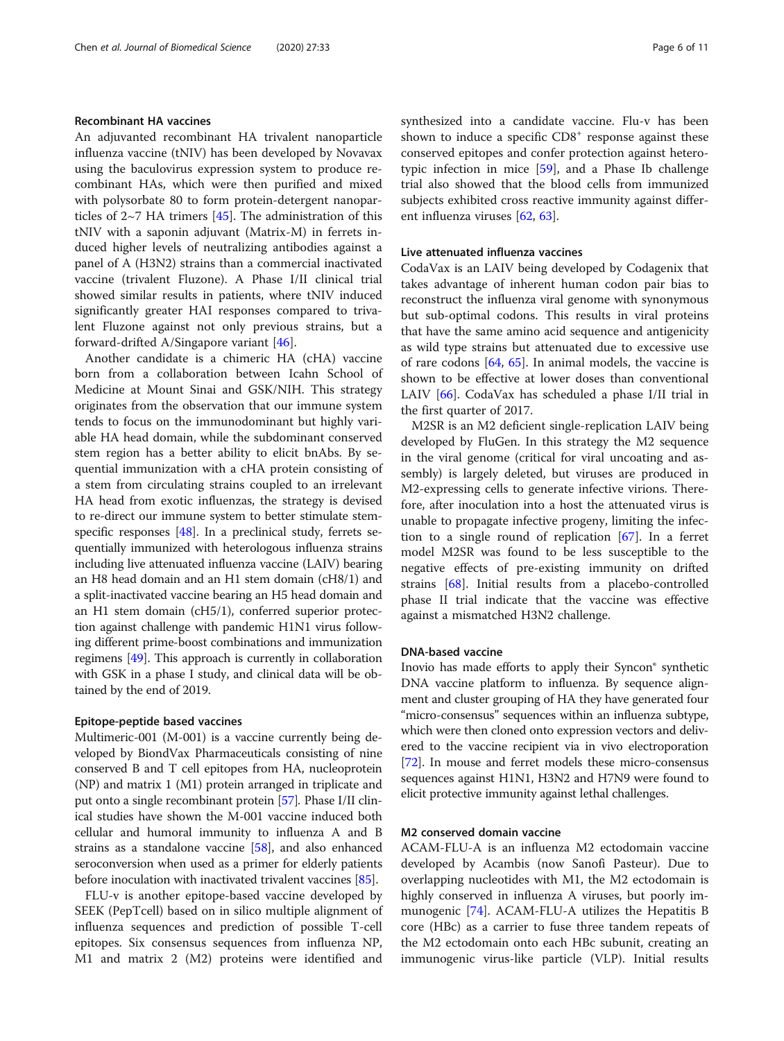#### Recombinant HA vaccines

An adjuvanted recombinant HA trivalent nanoparticle influenza vaccine (tNIV) has been developed by Novavax using the baculovirus expression system to produce recombinant HAs, which were then purified and mixed with polysorbate 80 to form protein-detergent nanoparticles of 2~7 HA trimers [45]. The administration of this tNIV with a saponin adjuvant (Matrix-M) in ferrets induced higher levels of neutralizing antibodies against a panel of A (H3N2) strains than a commercial inactivated vaccine (trivalent Fluzone). A Phase I/II clinical trial showed similar results in patients, where tNIV induced significantly greater HAI responses compared to trivalent Fluzone against not only previous strains, but a forward-drifted A/Singapore variant [46].

Another candidate is a chimeric HA (cHA) vaccine born from a collaboration between Icahn School of Medicine at Mount Sinai and GSK/NIH. This strategy originates from the observation that our immune system tends to focus on the immunodominant but highly variable HA head domain, while the subdominant conserved stem region has a better ability to elicit bnAbs. By sequential immunization with a cHA protein consisting of a stem from circulating strains coupled to an irrelevant HA head from exotic influenzas, the strategy is devised to re-direct our immune system to better stimulate stem-specific responses [48]. In a preclinical study, ferrets sequentially immunized with heterologous influenza strains including live attenuated influenza vaccine (LAIV) bearing an H8 head domain and an H1 stem domain (cH8/1) and a split-inactivated vaccine bearing an H5 head domain and an H1 stem domain (cH5/1), conferred superior protection against challenge with pandemic H1N1 virus following different prime-boost combinations and immunization regimens [49]. This approach is currently in collaboration with GSK in a phase I study, and clinical data will be obtained by the end of 2019.

#### Epitope-peptide based vaccines

Multimeric-001 (M-001) is a vaccine currently being developed by BiondVax Pharmaceuticals consisting of nine conserved B and T cell epitopes from HA, nucleoprotein (NP) and matrix 1 (M1) protein arranged in triplicate and put onto a single recombinant protein [57]. Phase I/II clinical studies have shown the M-001 vaccine induced both cellular and humoral immunity to influenza A and B strains as a standalone vaccine [58], and also enhanced seroconversion when used as a primer for elderly patients before inoculation with inactivated trivalent vaccines [85].

FLU-v is another epitope-based vaccine developed by SEEK (PepTcell) based on in silico multiple alignment of influenza sequences and prediction of possible T-cell epitopes. Six consensus sequences from influenza NP, M1 and matrix 2 (M2) proteins were identified and synthesized into a candidate vaccine. Flu-v has been shown to induce a specific $CD8^+$ response against these conserved epitopes and confer protection against heterotypic infection in mice [59], and a Phase Ib challenge trial also showed that the blood cells from immunized subjects exhibited cross reactive immunity against different influenza viruses [62, 63].

#### Live attenuated influenza vaccines

CodaVax is an LAIV being developed by Codagenix that takes advantage of inherent human codon pair bias to reconstruct the influenza viral genome with synonymous but sub-optimal codons. This results in viral proteins that have the same amino acid sequence and antigenicity as wild type strains but attenuated due to excessive use of rare codons [64, 65]. In animal models, the vaccine is shown to be effective at lower doses than conventional LAIV [66]. CodaVax has scheduled a phase I/II trial in the first quarter of 2017.

M2SR is an M2 deficient single-replication LAIV being developed by FluGen. In this strategy the M2 sequence in the viral genome (critical for viral uncoating and assembly) is largely deleted, but viruses are produced in M2-expressing cells to generate infective virions. Therefore, after inoculation into a host the attenuated virus is unable to propagate infective progeny, limiting the infection to a single round of replication [67]. In a ferret model M2SR was found to be less susceptible to the negative effects of pre-existing immunity on drifted strains [68]. Initial results from a placebo-controlled phase II trial indicate that the vaccine was effective against a mismatched H3N2 challenge.

#### DNA-based vaccine

Inovio has made efforts to apply their Syncon® synthetic DNA vaccine platform to influenza. By sequence alignment and cluster grouping of HA they have generated four "micro-consensus" sequences within an influenza subtype, which were then cloned onto expression vectors and delivered to the vaccine recipient via in vivo electroporation [72]. In mouse and ferret models these micro-consensus sequences against H1N1, H3N2 and H7N9 were found to elicit protective immunity against lethal challenges.

#### M2 conserved domain vaccine

ACAM-FLU-A is an influenza M2 ectodomain vaccine developed by Acambis (now Sanofi Pasteur). Due to overlapping nucleotides with M1, the M2 ectodomain is highly conserved in influenza A viruses, but poorly immunogenic [74]. ACAM-FLU-A utilizes the Hepatitis B core (HBc) as a carrier to fuse three tandem repeats of the M2 ectodomain onto each HBc subunit, creating an immunogenic virus-like particle (VLP). Initial results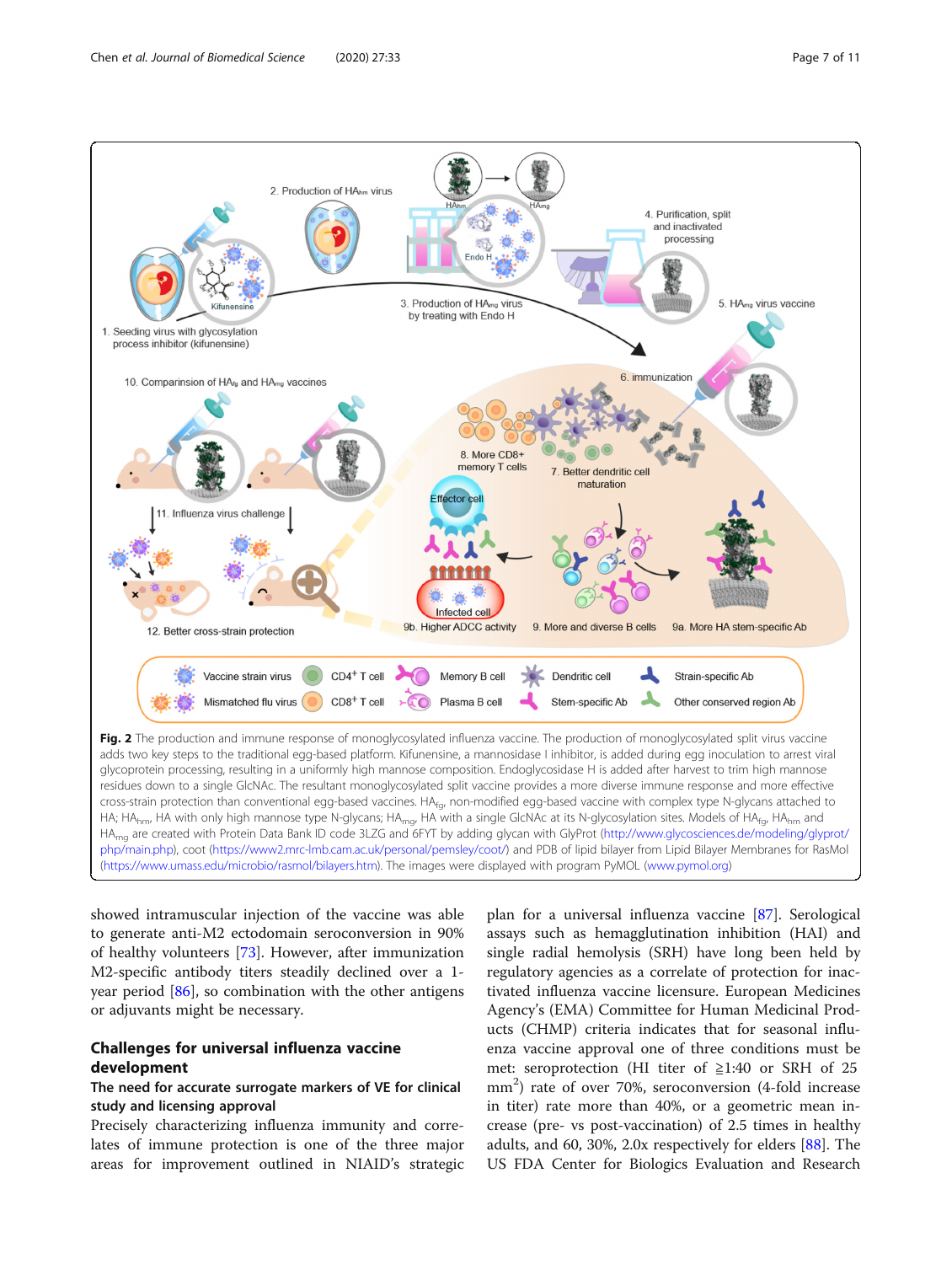**Fig. 2** The production and immune response of monoglycosylated influenza vaccine. The production of monoglycosylated split virus vaccine adds two key steps to the traditional egg-based platform. Kifunensine, a mannosidase I inhibitor, is added during egg inoculation to arrest viral glycoprotein processing, resulting in a uniformly high mannose composition. Endoglycosidase H is added after harvest to trim high mannose residues down to a single GlcNAc. The resultant monoglycosylated split vaccine provides a more diverse immune response and more effective cross-strain protection than conventional egg-based vaccines. $HA_{fg}$, non-modified egg-based vaccine with complex type N-glycans attached to HA; $HA_{hm}$, HA with only high mannose type N-glycans; $HA_{mg}$, HA with a single GlcNAc at its N-glycosylation sites. Models of $HA_{fg}$, $HA_{hm}$ and $HA_{mg}$ are created with Protein Data Bank ID code 3LZG and 6FYT by adding glycan with GlyProt (http://www.glycosciences.de/modeling/glyprot/php/main.php), coot (https://www2.mrc-lmb.cam.ac.uk/personal/pemsley/coot/) and PDB of lipid bilayer from Lipid Bilayer Membranes for RasMol (https://www.umass.edu/microbio/rasmol/bilayers.htm). The images were displayed with program PyMOL (www.pymol.org)

showed intramuscular injection of the vaccine was able to generate anti-M2 ectodomain seroconversion in 90% of healthy volunteers [73]. However, after immunization M2-specific antibody titers steadily declined over a 1-year period [86], so combination with the other antigens or adjuvants might be necessary.

## Challenges for universal influenza vaccine development

### The need for accurate surrogate markers of VE for clinical study and licensing approval

Precisely characterizing influenza immunity and correlates of immune protection is one of the three major areas for improvement outlined in NIAID's strategic plan for a universal influenza vaccine [87]. Serological assays such as hemagglutination inhibition (HAI) and single radial hemolysis (SRH) have long been held by regulatory agencies as a correlate of protection for inactivated influenza vaccine licensure. European Medicines Agency's (EMA) Committee for Human Medicinal Products (CHMP) criteria indicates that for seasonal influenza vaccine approval one of three conditions must be met: seroprotection (HI titer of ≧1:40 or SRH of 25 $mm^2$) rate of over 70%, seroconversion (4-fold increase in titer) rate more than 40%, or a geometric mean increase (pre- vs post-vaccination) of 2.5 times in healthy adults, and 60, 30%, 2.0x respectively for elders [88]. The US FDA Center for Biologics Evaluation and Research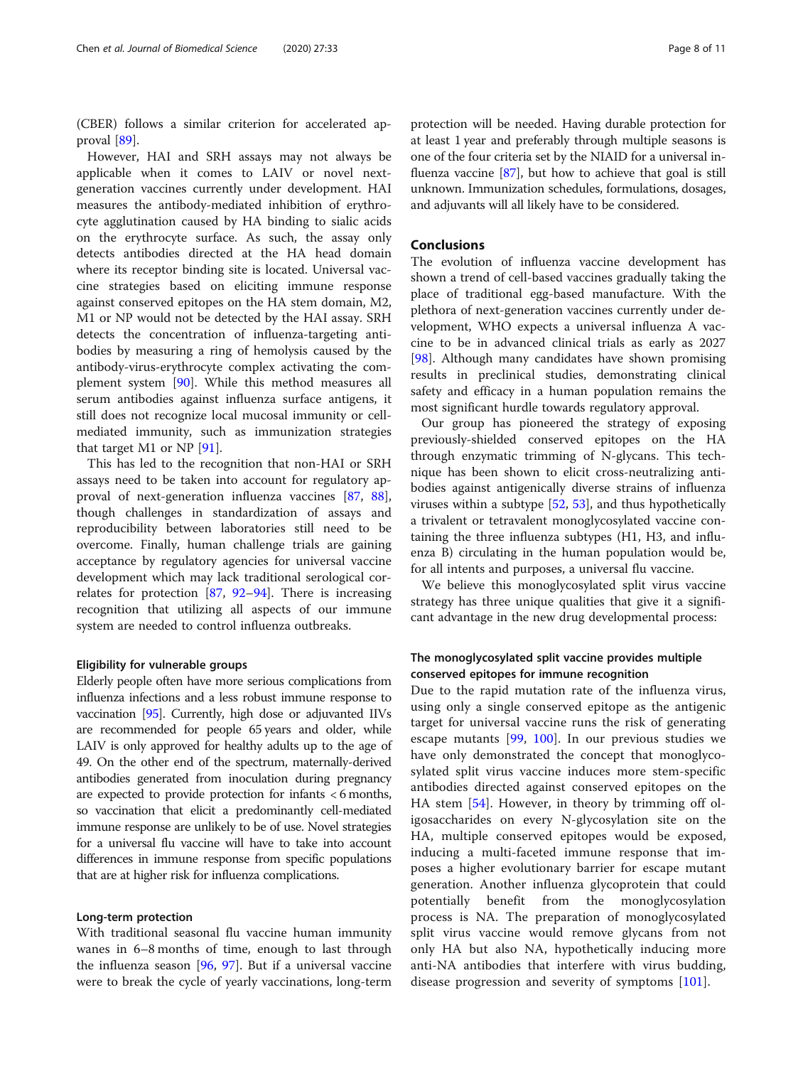(CBER) follows a similar criterion for accelerated approval [89].

However, HAI and SRH assays may not always be applicable when it comes to LAIV or novel next-generation vaccines currently under development. HAI measures the antibody-mediated inhibition of erythrocyte agglutination caused by HA binding to sialic acids on the erythrocyte surface. As such, the assay only detects antibodies directed at the HA head domain where its receptor binding site is located. Universal vaccine strategies based on eliciting immune response against conserved epitopes on the HA stem domain, M2, M1 or NP would not be detected by the HAI assay. SRH detects the concentration of influenza-targeting antibodies by measuring a ring of hemolysis caused by the antibody-virus-erythrocyte complex activating the complement system [90]. While this method measures all serum antibodies against influenza surface antigens, it still does not recognize local mucosal immunity or cell-mediated immunity, such as immunization strategies that target M1 or NP [91].

This has led to the recognition that non-HAI or SRH assays need to be taken into account for regulatory approval of next-generation influenza vaccines [87, 88], though challenges in standardization of assays and reproducibility between laboratories still need to be overcome. Finally, human challenge trials are gaining acceptance by regulatory agencies for universal vaccine development which may lack traditional serological correlates for protection [87, 92–94]. There is increasing recognition that utilizing all aspects of our immune system are needed to control influenza outbreaks.

#### Eligibility for vulnerable groups

Elderly people often have more serious complications from influenza infections and a less robust immune response to vaccination [95]. Currently, high dose or adjuvanted IIVs are recommended for people 65 years and older, while LAIV is only approved for healthy adults up to the age of 49. On the other end of the spectrum, maternally-derived antibodies generated from inoculation during pregnancy are expected to provide protection for infants < 6 months, so vaccination that elicit a predominantly cell-mediated immune response are unlikely to be of use. Novel strategies for a universal flu vaccine will have to take into account differences in immune response from specific populations that are at higher risk for influenza complications.

#### Long-term protection

With traditional seasonal flu vaccine human immunity wanes in 6–8 months of time, enough to last through the influenza season [96, 97]. But if a universal vaccine were to break the cycle of yearly vaccinations, long-term protection will be needed. Having durable protection for at least 1 year and preferably through multiple seasons is one of the four criteria set by the NIAID for a universal influenza vaccine [87], but how to achieve that goal is still unknown. Immunization schedules, formulations, dosages, and adjuvants will all likely have to be considered.

## Conclusions

The evolution of influenza vaccine development has shown a trend of cell-based vaccines gradually taking the place of traditional egg-based manufacture. With the plethora of next-generation vaccines currently under development, WHO expects a universal influenza A vaccine to be in advanced clinical trials as early as 2027 [98]. Although many candidates have shown promising results in preclinical studies, demonstrating clinical safety and efficacy in a human population remains the most significant hurdle towards regulatory approval.

Our group has pioneered the strategy of exposing previously-shielded conserved epitopes on the HA through enzymatic trimming of N-glycans. This technique has been shown to elicit cross-neutralizing antibodies against antigenically diverse strains of influenza viruses within a subtype [52, 53], and thus hypothetically a trivalent or tetravalent monoglycosylated vaccine containing the three influenza subtypes (H1, H3, and influenza B) circulating in the human population would be, for all intents and purposes, a universal flu vaccine.

We believe this monoglycosylated split virus vaccine strategy has three unique qualities that give it a significant advantage in the new drug developmental process:

#### The monoglycosylated split vaccine provides multiple conserved epitopes for immune recognition

Due to the rapid mutation rate of the influenza virus, using only a single conserved epitope as the antigenic target for universal vaccine runs the risk of generating escape mutants [99, 100]. In our previous studies we have only demonstrated the concept that monoglycosylated split virus vaccine induces more stem-specific antibodies directed against conserved epitopes on the HA stem [54]. However, in theory by trimming off oligosaccharides on every N-glycosylation site on the HA, multiple conserved epitopes would be exposed, inducing a multi-faceted immune response that imposes a higher evolutionary barrier for escape mutant generation. Another influenza glycoprotein that could potentially benefit from the monoglycosylation process is NA. The preparation of monoglycosylated split virus vaccine would remove glycans from not only HA but also NA, hypothetically inducing more anti-NA antibodies that interfere with virus budding, disease progression and severity of symptoms [101].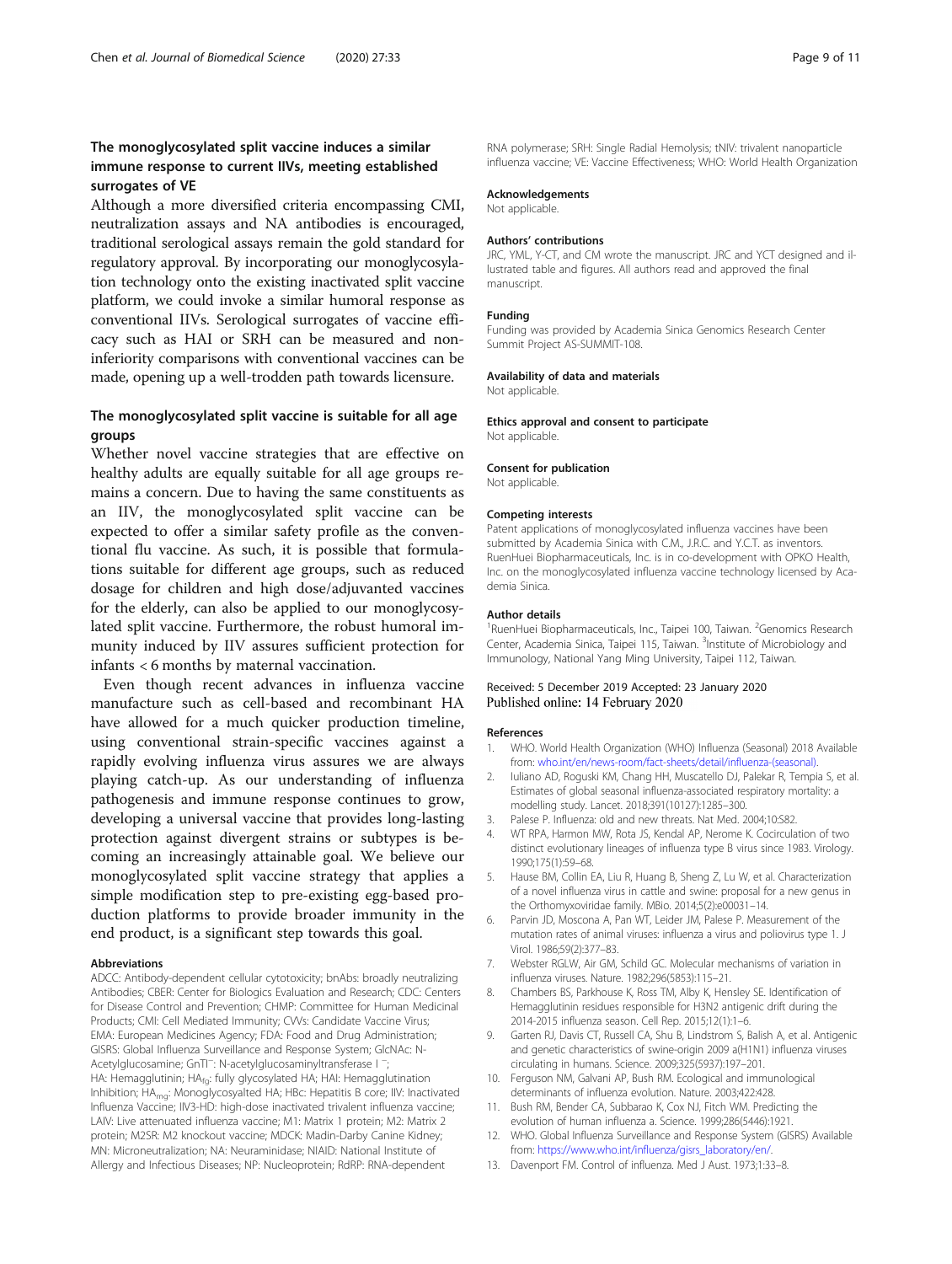### The monoglycosylated split vaccine induces a similar immune response to current IIVs, meeting established surrogates of VE

Although a more diversified criteria encompassing CMI, neutralization assays and NA antibodies is encouraged, traditional serological assays remain the gold standard for regulatory approval. By incorporating our monoglycosylation technology onto the existing inactivated split vaccine platform, we could invoke a similar humoral response as conventional IIVs. Serological surrogates of vaccine efficacy such as HAI or SRH can be measured and non-inferiority comparisons with conventional vaccines can be made, opening up a well-trodden path towards licensure.

### The monoglycosylated split vaccine is suitable for all age groups

Whether novel vaccine strategies that are effective on healthy adults are equally suitable for all age groups remains a concern. Due to having the same constituents as an IIV, the monoglycosylated split vaccine can be expected to offer a similar safety profile as the conventional flu vaccine. As such, it is possible that formulations suitable for different age groups, such as reduced dosage for children and high dose/adjuvanted vaccines for the elderly, can also be applied to our monoglycosylated split vaccine. Furthermore, the robust humoral immunity induced by IIV assures sufficient protection for infants < 6 months by maternal vaccination.

Even though recent advances in influenza vaccine manufacture such as cell-based and recombinant HA have allowed for a much quicker production timeline, using conventional strain-specific vaccines against a rapidly evolving influenza virus assures we are always playing catch-up. As our understanding of influenza pathogenesis and immune response continues to grow, developing a universal vaccine that provides long-lasting protection against divergent strains or subtypes is becoming an increasingly attainable goal. We believe our monoglycosylated split vaccine strategy that applies a simple modification step to pre-existing egg-based production platforms to provide broader immunity in the end product, is a significant step towards this goal.

#### Abbreviations

ADCC: Antibody-dependent cellular cytotoxicity; bnAbs: broadly neutralizing Antibodies; CBER: Center for Biologics Evaluation and Research; CDC: Centers for Disease Control and Prevention; CHMP: Committee for Human Medicinal Products; CMI: Cell Mediated Immunity; CVVs: Candidate Vaccine Virus; EMA: European Medicines Agency; FDA: Food and Drug Administration; GISRS: Global Influenza Surveillance and Response System; GlcNAc: N-Acetylglucosamine; GnTI⁻: N-acetylglucosaminyltransferase I ⁻; HA: Hemagglutinin; $HA_{fg}$: fully glycosylated HA; HAI: Hemagglutination Inhibition; $HA_{mg}$: Monoglycosyalted HA; HBc: Hepatitis B core; IIV: Inactivated Influenza Vaccine; IIV3-HD: high-dose inactivated trivalent influenza vaccine; LAIV: Live attenuated influenza vaccine; M1: Matrix 1 protein; M2: Matrix 2 protein; M2SR: M2 knockout vaccine; MDCK: Madin-Darby Canine Kidney; MN: Microneutralization; NA: Neuraminidase; NIAID: National Institute of Allergy and Infectious Diseases; NP: Nucleoprotein; RdRP: RNA-dependent RNA polymerase; SRH: Single Radial Hemolysis; tNIV: trivalent nanoparticle influenza vaccine; VE: Vaccine Effectiveness; WHO: World Health Organization

#### Acknowledgements

Not applicable.

#### Authors' contributions

JRC, YML, Y-CT, and CM wrote the manuscript. JRC and YCT designed and illustrated table and figures. All authors read and approved the final manuscript.

#### Funding

Funding was provided by Academia Sinica Genomics Research Center Summit Project AS-SUMMIT-108.

#### Availability of data and materials

Not applicable.

#### Ethics approval and consent to participate

Not applicable.

#### Consent for publication

Not applicable.

#### Competing interests

Patent applications of monoglycosylated influenza vaccines have been submitted by Academia Sinica with C.M., J.R.C. and Y.C.T. as inventors. RuenHuei Biopharmaceuticals, Inc. is in co-development with OPKO Health, Inc. on the monoglycosylated influenza vaccine technology licensed by Academia Sinica.

#### Author details

[1]RuenHuei Biopharmaceuticals, Inc., Taipei 100, Taiwan. [2]Genomics Research Center, Academia Sinica, Taipei 115, Taiwan. [3]Institute of Microbiology and Immunology, National Yang Ming University, Taipei 112, Taiwan.

Received: 5 December 2019 Accepted: 23 January 2020
Published online: 14 February 2020

#### References

1. WHO. World Health Organization (WHO) Influenza (Seasonal) 2018 Available from: who.int/en/news-room/fact-sheets/detail/influenza-(seasonal).
2. Iuliano AD, Roguski KM, Chang HH, Muscatello DJ, Palekar R, Tempia S, et al. Estimates of global seasonal influenza-associated respiratory mortality: a modelling study. Lancet. 2018;391(10127):1285–300.
3. Palese P. Influenza: old and new threats. Nat Med. 2004;10:S82.
4. WT RPA, Harmon MW, Rota JS, Kendal AP, Nerome K. Cocirculation of two distinct evolutionary lineages of influenza type B virus since 1983. Virology. 1990;175(1):59–68.
5. Hause BM, Collin EA, Liu R, Huang B, Sheng Z, Lu W, et al. Characterization of a novel influenza virus in cattle and swine: proposal for a new genus in the Orthomyxoviridae family. MBio. 2014;5(2):e00031–14.
6. Parvin JD, Moscona A, Pan WT, Leider JM, Palese P. Measurement of the mutation rates of animal viruses: influenza a virus and poliovirus type 1. J Virol. 1986;59(2):377–83.
7. Webster RGLW, Air GM, Schild GC. Molecular mechanisms of variation in influenza viruses. Nature. 1982;296(5853):115–21.
8. Chambers BS, Parkhouse K, Ross TM, Alby K, Hensley SE. Identification of Hemagglutinin residues responsible for H3N2 antigenic drift during the 2014-2015 influenza season. Cell Rep. 2015;12(1):1–6.
9. Garten RJ, Davis CT, Russell CA, Shu B, Lindstrom S, Balish A, et al. Antigenic and genetic characteristics of swine-origin 2009 a(H1N1) influenza viruses circulating in humans. Science. 2009;325(5937):197–201.
10. Ferguson NM, Galvani AP, Bush RM. Ecological and immunological determinants of influenza evolution. Nature. 2003;422:428.
11. Bush RM, Bender CA, Subbarao K, Cox NJ, Fitch WM. Predicting the evolution of human influenza a. Science. 1999;286(5446):1921.
12. WHO. Global Influenza Surveillance and Response System (GISRS) Available from: https://www.who.int/influenza/gisrs_laboratory/en/.
13. Davenport FM. Control of influenza. Med J Aust. 1973;1:33–8.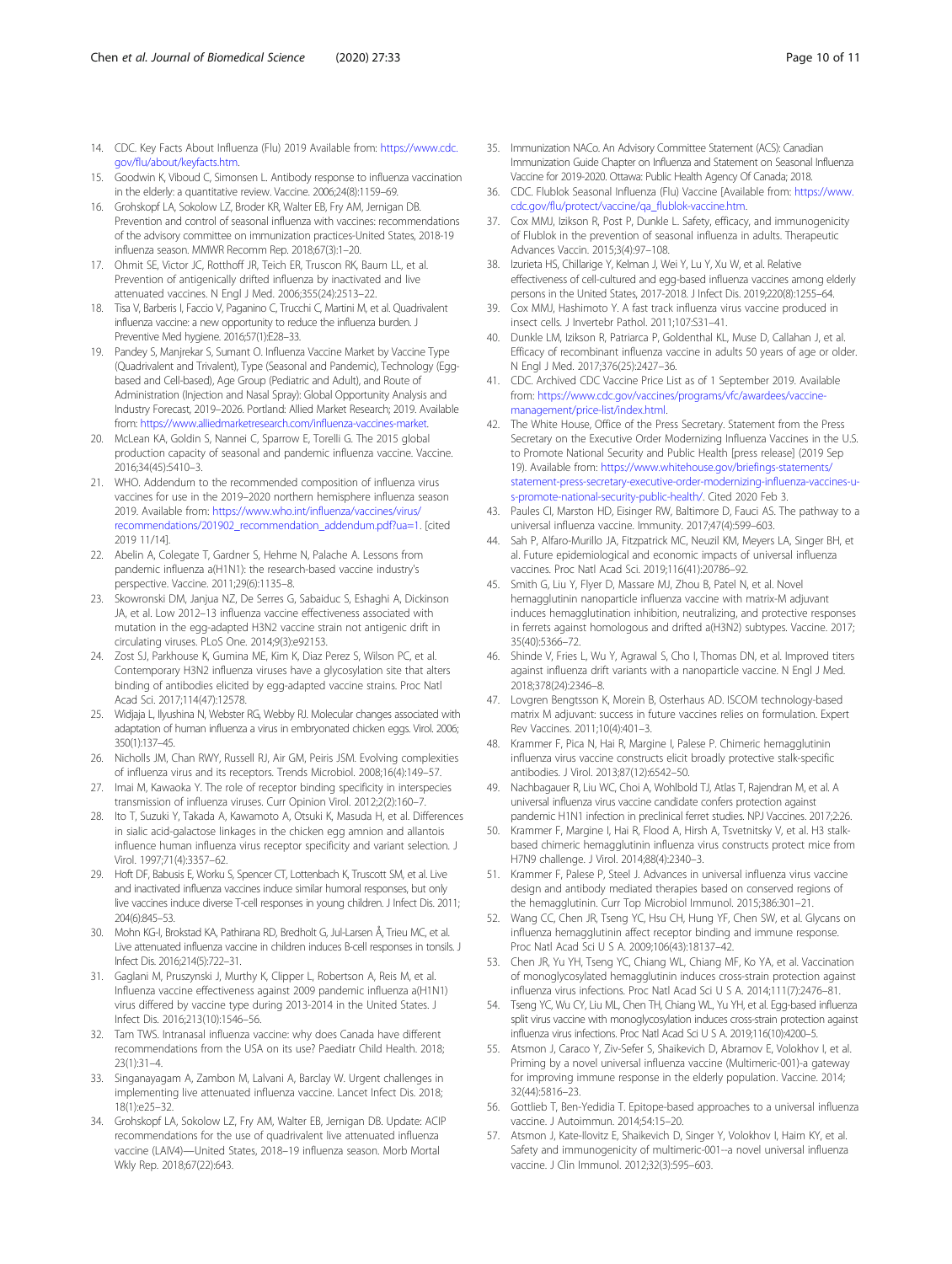14. CDC. Key Facts About Influenza (Flu) 2019 Available from: https://www.cdc.gov/flu/about/keyfacts.htm.
15. Goodwin K, Viboud C, Simonsen L. Antibody response to influenza vaccination in the elderly: a quantitative review. Vaccine. 2006;24(8):1159–69.
16. Grohskopf LA, Sokolow LZ, Broder KR, Walter EB, Fry AM, Jernigan DB. Prevention and control of seasonal influenza with vaccines: recommendations of the advisory committee on immunization practices-United States, 2018-19 influenza season. MMWR Recomm Rep. 2018;67(3):1–20.
17. Ohmit SE, Victor JC, Rotthoff JR, Teich ER, Truscon RK, Baum LL, et al. Prevention of antigenically drifted influenza by inactivated and live attenuated vaccines. N Engl J Med. 2006;355(24):2513–22.
18. Tisa V, Barberis I, Faccio V, Paganino C, Trucchi C, Martini M, et al. Quadrivalent influenza vaccine: a new opportunity to reduce the influenza burden. J Preventive Med hygiene. 2016;57(1):E28–33.
19. Pandey S, Manjrekar S, Sumant O. Influenza Vaccine Market by Vaccine Type (Quadrivalent and Trivalent), Type (Seasonal and Pandemic), Technology (Egg-based and Cell-based), Age Group (Pediatric and Adult), and Route of Administration (Injection and Nasal Spray): Global Opportunity Analysis and Industry Forecast, 2019–2026. Portland: Allied Market Research; 2019. Available from: https://www.alliedmarketresearch.com/influenza-vaccines-market.
20. McLean KA, Goldin S, Nannei C, Sparrow E, Torelli G. The 2015 global production capacity of seasonal and pandemic influenza vaccine. Vaccine. 2016;34(45):5410–3.
21. WHO. Addendum to the recommended composition of influenza virus vaccines for use in the 2019–2020 northern hemisphere influenza season 2019. Available from: https://www.who.int/influenza/vaccines/virus/recommendations/201902_recommendation_addendum.pdf?ua=1. [cited 2019 11/14].
22. Abelin A, Colegate T, Gardner S, Hehme N, Palache A. Lessons from pandemic influenza a(H1N1): the research-based vaccine industry's perspective. Vaccine. 2011;29(6):1135–8.
23. Skowronski DM, Janjua NZ, De Serres G, Sabaiduc S, Eshaghi A, Dickinson JA, et al. Low 2012–13 influenza vaccine effectiveness associated with mutation in the egg-adapted H3N2 vaccine strain not antigenic drift in circulating viruses. PLoS One. 2014;9(3):e92153.
24. Zost SJ, Parkhouse K, Gumina ME, Kim K, Diaz Perez S, Wilson PC, et al. Contemporary H3N2 influenza viruses have a glycosylation site that alters binding of antibodies elicited by egg-adapted vaccine strains. Proc Natl Acad Sci. 2017;114(47):12578.
25. Widjaja L, Ilyushina N, Webster RG, Webby RJ. Molecular changes associated with adaptation of human influenza a virus in embryonated chicken eggs. Virol. 2006;350(1):137–45.
26. Nicholls JM, Chan RWY, Russell RJ, Air GM, Peiris JSM. Evolving complexities of influenza virus and its receptors. Trends Microbiol. 2008;16(4):149–57.
27. Imai M, Kawaoka Y. The role of receptor binding specificity in interspecies transmission of influenza viruses. Curr Opinion Virol. 2012;2(2):160–7.
28. Ito T, Suzuki Y, Takada A, Kawamoto A, Otsuki K, Masuda H, et al. Differences in sialic acid-galactose linkages in the chicken egg amnion and allantois influence human influenza virus receptor specificity and variant selection. J Virol. 1997;71(4):3357–62.
29. Hoft DF, Babusis E, Worku S, Spencer CT, Lottenbach K, Truscott SM, et al. Live and inactivated influenza vaccines induce similar humoral responses, but only live vaccines induce diverse T-cell responses in young children. J Infect Dis. 2011;204(6):845–53.
30. Mohn KG-I, Brokstad KA, Pathirana RD, Bredholt G, Jul-Larsen Å, Trieu MC, et al. Live attenuated influenza vaccine in children induces B-cell responses in tonsils. J Infect Dis. 2016;214(5):722–31.
31. Gaglani M, Pruszynski J, Murthy K, Clipper L, Robertson A, Reis M, et al. Influenza vaccine effectiveness against 2009 pandemic influenza a(H1N1) virus differed by vaccine type during 2013-2014 in the United States. J Infect Dis. 2016;213(10):1546–56.
32. Tam TWS. Intranasal influenza vaccine: why does Canada have different recommendations from the USA on its use? Paediatr Child Health. 2018;23(1):31–4.
33. Singanayagam A, Zambon M, Lalvani A, Barclay W. Urgent challenges in implementing live attenuated influenza vaccine. Lancet Infect Dis. 2018;18(1):e25–32.
34. Grohskopf LA, Sokolow LZ, Fry AM, Walter EB, Jernigan DB. Update: ACIP recommendations for the use of quadrivalent live attenuated influenza vaccine (LAIV4)—United States, 2018–19 influenza season. Morb Mortal Wkly Rep. 2018;67(22):643.
35. Immunization NACo. An Advisory Committee Statement (ACS): Canadian Immunization Guide Chapter on Influenza and Statement on Seasonal Influenza Vaccine for 2019-2020. Ottawa: Public Health Agency Of Canada; 2018.
36. CDC. Flublok Seasonal Influenza (Flu) Vaccine [Available from: https://www.cdc.gov/flu/protect/vaccine/qa_flublok-vaccine.htm.
37. Cox MMJ, Izikson R, Post P, Dunkle L. Safety, efficacy, and immunogenicity of Flublok in the prevention of seasonal influenza in adults. Therapeutic Advances Vaccin. 2015;3(4):97–108.
38. Izurieta HS, Chillarige Y, Kelman J, Wei Y, Lu Y, Xu W, et al. Relative effectiveness of cell-cultured and egg-based influenza vaccines among elderly persons in the United States, 2017-2018. J Infect Dis. 2019;220(8):1255–64.
39. Cox MMJ, Hashimoto Y. A fast track influenza virus vaccine produced in insect cells. J Invertebr Pathol. 2011;107:S31–41.
40. Dunkle LM, Izikson R, Patriarca P, Goldenthal KL, Muse D, Callahan J, et al. Efficacy of recombinant influenza vaccine in adults 50 years of age or older. N Engl J Med. 2017;376(25):2427–36.
41. CDC. Archived CDC Vaccine Price List as of 1 September 2019. Available from: https://www.cdc.gov/vaccines/programs/vfc/awardees/vaccine-management/price-list/index.html.
42. The White House, Office of the Press Secretary. Statement from the Press Secretary on the Executive Order Modernizing Influenza Vaccines in the U.S. to Promote National Security and Public Health [press release] (2019 Sep 19). Available from: https://www.whitehouse.gov/briefings-statements/statement-press-secretary-executive-order-modernizing-influenza-vaccines-u-s-promote-national-security-public-health/. Cited 2020 Feb 3.
43. Paules CI, Marston HD, Eisinger RW, Baltimore D, Fauci AS. The pathway to a universal influenza vaccine. Immunity. 2017;47(4):599–603.
44. Sah P, Alfaro-Murillo JA, Fitzpatrick MC, Neuzil KM, Meyers LA, Singer BH, et al. Future epidemiological and economic impacts of universal influenza vaccines. Proc Natl Acad Sci. 2019;116(41):20786–92.
45. Smith G, Liu Y, Flyer D, Massare MJ, Zhou B, Patel N, et al. Novel hemagglutinin nanoparticle influenza vaccine with matrix-M adjuvant induces hemagglutination inhibition, neutralizing, and protective responses in ferrets against homologous and drifted a(H3N2) subtypes. Vaccine. 2017;35(40):5366–72.
46. Shinde V, Fries L, Wu Y, Agrawal S, Cho I, Thomas DN, et al. Improved titers against influenza drift variants with a nanoparticle vaccine. N Engl J Med. 2018;378(24):2346–8.
47. Lovgren Bengtsson K, Morein B, Osterhaus AD. ISCOM technology-based matrix M adjuvant: success in future vaccines relies on formulation. Expert Rev Vaccines. 2011;10(4):401–3.
48. Krammer F, Pica N, Hai R, Margine I, Palese P. Chimeric hemagglutinin influenza virus vaccine constructs elicit broadly protective stalk-specific antibodies. J Virol. 2013;87(12):6542–50.
49. Nachbagauer R, Liu WC, Choi A, Wohlbold TJ, Atlas T, Rajendran M, et al. A universal influenza virus vaccine candidate confers protection against pandemic H1N1 infection in preclinical ferret studies. NPJ Vaccines. 2017;2:26.
50. Krammer F, Margine I, Hai R, Flood A, Hirsh A, Tsvetnitsky V, et al. H3 stalk-based chimeric hemagglutinin influenza virus constructs protect mice from H7N9 challenge. J Virol. 2014;88(4):2340–3.
51. Krammer F, Palese P, Steel J. Advances in universal influenza virus vaccine design and antibody mediated therapies based on conserved regions of the hemagglutinin. Curr Top Microbiol Immunol. 2015;386:301–21.
52. Wang CC, Chen JR, Tseng YC, Hsu CH, Hung YF, Chen SW, et al. Glycans on influenza hemagglutinin affect receptor binding and immune response. Proc Natl Acad Sci U S A. 2009;106(43):18137–42.
53. Chen JR, Yu YH, Tseng YC, Chiang WL, Chiang MF, Ko YA, et al. Vaccination of monoglycosylated hemagglutinin induces cross-strain protection against influenza virus infections. Proc Natl Acad Sci U S A. 2014;111(7):2476–81.
54. Tseng YC, Wu CY, Liu ML, Chen TH, Chiang WL, Yu YH, et al. Egg-based influenza split virus vaccine with monoglycosylation induces cross-strain protection against influenza virus infections. Proc Natl Acad Sci U S A. 2019;116(10):4200–5.
55. Atsmon J, Caraco Y, Ziv-Sefer S, Shaikevich D, Abramov E, Volokhov I, et al. Priming by a novel universal influenza vaccine (Multimeric-001)-a gateway for improving immune response in the elderly population. Vaccine. 2014;32(44):5816–23.
56. Gottlieb T, Ben-Yedidia T. Epitope-based approaches to a universal influenza vaccine. J Autoimmun. 2014;54:15–20.
57. Atsmon J, Kate-Ilovitz E, Shaikevich D, Singer Y, Volokhov I, Haim KY, et al. Safety and immunogenicity of multimeric-001--a novel universal influenza vaccine. J Clin Immunol. 2012;32(3):595–603.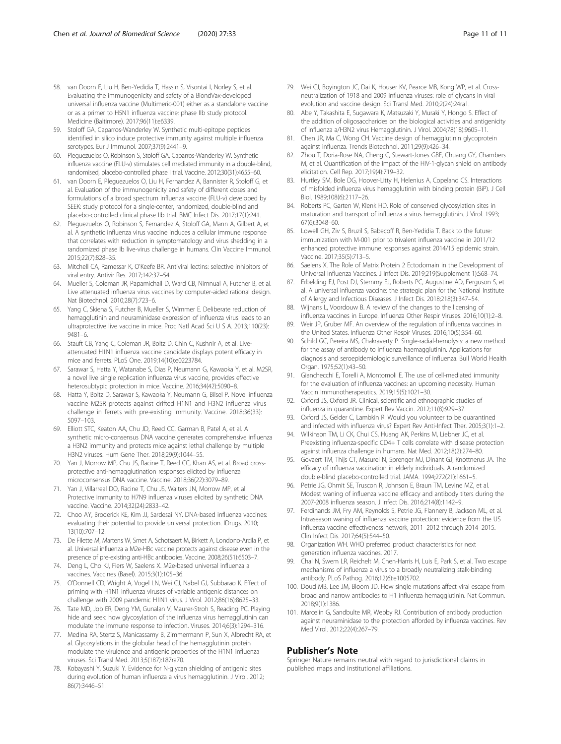58. van Doorn E, Liu H, Ben-Yedidia T, Hassin S, Visontai I, Norley S, et al. Evaluating the immunogenicity and safety of a BiondVax-developed universal influenza vaccine (Multimeric-001) either as a standalone vaccine or as a primer to H5N1 influenza vaccine: phase IIb study protocol. Medicine (Baltimore). 2017;96(11):e6339.
59. Stoloff GA, Caparros-Wanderley W. Synthetic multi-epitope peptides identified in silico induce protective immunity against multiple influenza serotypes. Eur J Immunol. 2007;37(9):2441–9.
60. Pleguezuelos O, Robinson S, Stoloff GA, Caparros-Wanderley W. Synthetic influenza vaccine (FLU-v) stimulates cell mediated immunity in a double-blind, randomised, placebo-controlled phase I trial. Vaccine. 2012;30(31):4655–60.
61. van Doorn E, Pleguezuelos O, Liu H, Fernandez A, Bannister R, Stoloff G, et al. Evaluation of the immunogenicity and safety of different doses and formulations of a broad spectrum influenza vaccine (FLU-v) developed by SEEK: study protocol for a single-center, randomized, double-blind and placebo-controlled clinical phase IIb trial. BMC Infect Dis. 2017;17(1):241.
62. Pleguezuelos O, Robinson S, Fernandez A, Stoloff GA, Mann A, Gilbert A, et al. A synthetic influenza virus vaccine induces a cellular immune response that correlates with reduction in symptomatology and virus shedding in a randomized phase Ib live-virus challenge in humans. Clin Vaccine Immunol. 2015;22(7):828–35.
63. Mitchell CA, Ramessar K, O'Keefe BR. Antiviral lectins: selective inhibitors of viral entry. Antivir Res. 2017;142:37–54.
64. Mueller S, Coleman JR, Papamichail D, Ward CB, Nimnual A, Futcher B, et al. Live attenuated influenza virus vaccines by computer-aided rational design. Nat Biotechnol. 2010;28(7):723–6.
65. Yang C, Skiena S, Futcher B, Mueller S, Wimmer E. Deliberate reduction of hemagglutinin and neuraminidase expression of influenza virus leads to an ultraprotective live vaccine in mice. Proc Natl Acad Sci U S A. 2013;110(23):9481–6.
66. Stauft CB, Yang C, Coleman JR, Boltz D, Chin C, Kushnir A, et al. Live-attenuated H1N1 influenza vaccine candidate displays potent efficacy in mice and ferrets. PLoS One. 2019;14(10):e0223784.
67. Sarawar S, Hatta Y, Watanabe S, Dias P, Neumann G, Kawaoka Y, et al. M2SR, a novel live single replication influenza virus vaccine, provides effective heterosubtypic protection in mice. Vaccine. 2016;34(42):5090–8.
68. Hatta Y, Boltz D, Sarawar S, Kawaoka Y, Neumann G, Bilsel P. Novel influenza vaccine M2SR protects against drifted H1N1 and H3N2 influenza virus challenge in ferrets with pre-existing immunity. Vaccine. 2018;36(33):5097–103.
69. Elliott STC, Keaton AA, Chu JD, Reed CC, Garman B, Patel A, et al. A synthetic micro-consensus DNA vaccine generates comprehensive influenza a H3N2 immunity and protects mice against lethal challenge by multiple H3N2 viruses. Hum Gene Ther. 2018;29(9):1044–55.
70. Yan J, Morrow MP, Chu JS, Racine T, Reed CC, Khan AS, et al. Broad cross-protective anti-hemagglutination responses elicited by influenza microconsensus DNA vaccine. Vaccine. 2018;36(22):3079–89.
71. Yan J, Villarreal DO, Racine T, Chu JS, Walters JN, Morrow MP, et al. Protective immunity to H7N9 influenza viruses elicited by synthetic DNA vaccine. Vaccine. 2014;32(24):2833–42.
72. Choo AY, Broderick KE, Kim JJ, Sardesai NY. DNA-based influenza vaccines: evaluating their potential to provide universal protection. IDrugs. 2010;13(10):707–12.
73. De Filette M, Martens W, Smet A, Schotsaert M, Birkett A, Londono-Arcila P, et al. Universal influenza a M2e-HBc vaccine protects against disease even in the presence of pre-existing anti-HBc antibodies. Vaccine. 2008;26(51):6503–7.
74. Deng L, Cho KJ, Fiers W, Saelens X. M2e-based universal influenza a vaccines. Vaccines (Basel). 2015;3(1):105–36.
75. O'Donnell CD, Wright A, Vogel LN, Wei CJ, Nabel GJ, Subbarao K. Effect of priming with H1N1 influenza viruses of variable antigenic distances on challenge with 2009 pandemic H1N1 virus. J Virol. 2012;86(16):8625–33.
76. Tate MD, Job ER, Deng YM, Gunalan V, Maurer-Stroh S, Reading PC. Playing hide and seek: how glycosylation of the influenza virus hemagglutinin can modulate the immune response to infection. Viruses. 2014;6(3):1294–316.
77. Medina RA, Stertz S, Manicassamy B, Zimmermann P, Sun X, Albrecht RA, et al. Glycosylations in the globular head of the hemagglutinin protein modulate the virulence and antigenic properties of the H1N1 influenza viruses. Sci Transl Med. 2013;5(187):187ra70.
78. Kobayashi Y, Suzuki Y. Evidence for N-glycan shielding of antigenic sites during evolution of human influenza a virus hemagglutinin. J Virol. 2012;86(7):3446–51.
79. Wei CJ, Boyington JC, Dai K, Houser KV, Pearce MB, Kong WP, et al. Cross-neutralization of 1918 and 2009 influenza viruses: role of glycans in viral evolution and vaccine design. Sci Transl Med. 2010;2(24):24ra21.
80. Abe Y, Takashita E, Sugawara K, Matsuzaki Y, Muraki Y, Hongo S. Effect of the addition of oligosaccharides on the biological activities and antigenicity of influenza a/H3N2 virus Hemagglutinin. J Virol. 2004;78(18):9605–11.
81. Chen JR, Ma C, Wong CH. Vaccine design of hemagglutinin glycoprotein against influenza. Trends Biotechnol. 2011;29(9):426–34.
82. Zhou T, Doria-Rose NA, Cheng C, Stewart-Jones GBE, Chuang GY, Chambers M, et al. Quantification of the impact of the HIV-1-glycan shield on antibody elicitation. Cell Rep. 2017;19(4):719–32.
83. Hurtley SM, Bole DG, Hoover-Litty H, Helenius A, Copeland CS. Interactions of misfolded influenza virus hemagglutinin with binding protein (BiP). J Cell Biol. 1989;108(6):2117–26.
84. Roberts PC, Garten W, Klenk HD. Role of conserved glycosylation sites in maturation and transport of influenza a virus hemagglutinin. J Virol. 1993;67(6):3048–60.
85. Lowell GH, Ziv S, Bruzil S, Babecoff R, Ben-Yedidia T. Back to the future: immunization with M-001 prior to trivalent influenza vaccine in 2011/12 enhanced protective immune responses against 2014/15 epidemic strain. Vaccine. 2017;35(5):713–5.
86. Saelens X. The Role of Matrix Protein 2 Ectodomain in the Development of Universal Influenza Vaccines. J Infect Dis. 2019;219(Supplement 1):S68–74.
87. Erbelding EJ, Post DJ, Stemmy EJ, Roberts PC, Augustine AD, Ferguson S, et al. A universal influenza vaccine: the strategic plan for the National Institute of Allergy and Infectious Diseases. J Infect Dis. 2018;218(3):347–54.
88. Wijnans L, Voordouw B. A review of the changes to the licensing of influenza vaccines in Europe. Influenza Other Respir Viruses. 2016;10(1):2–8.
89. Weir JP, Gruber MF. An overview of the regulation of influenza vaccines in the United States. Influenza Other Respir Viruses. 2016;10(5):354–60.
90. Schild GC, Pereira MS, Chakraverty P. Single-radial-hemolysis: a new method for the assay of antibody to influenza haemagglutinin. Applications for diagnosis and seroepidemiologic surveillance of influenza. Bull World Health Organ. 1975;52(1):43–50.
91. Gianchecchi E, Torelli A, Montomoli E. The use of cell-mediated immunity for the evaluation of influenza vaccines: an upcoming necessity. Human Vaccin Immunotherapeutics. 2019;15(5):1021–30.
92. Oxford JS, Oxford JR. Clinical, scientific and ethnographic studies of influenza in quarantine. Expert Rev Vaccin. 2012;11(8):929–37.
93. Oxford JS, Gelder C, Lambkin R. Would you volunteer to be quarantined and infected with influenza virus? Expert Rev Anti-Infect Ther. 2005;3(1):1–2.
94. Wilkinson TM, Li CK, Chui CS, Huang AK, Perkins M, Liebner JC, et al. Preexisting influenza-specific CD4+ T cells correlate with disease protection against influenza challenge in humans. Nat Med. 2012;18(2):274–80.
95. Govaert TM, Thijs CT, Masurel N, Sprenger MJ, Dinant GJ, Knottnerus JA. The efficacy of influenza vaccination in elderly individuals. A randomized double-blind placebo-controlled trial. JAMA. 1994;272(21):1661–5.
96. Petrie JG, Ohmit SE, Truscon R, Johnson E, Braun TM, Levine MZ, et al. Modest waning of influenza vaccine efficacy and antibody titers during the 2007-2008 influenza season. J Infect Dis. 2016;214(8):1142–9.
97. Ferdinands JM, Fry AM, Reynolds S, Petrie JG, Flannery B, Jackson ML, et al. Intraseason waning of influenza vaccine protection: evidence from the US influenza vaccine effectiveness network, 2011–2012 through 2014–2015. Clin Infect Dis. 2017;64(5):544–50.
98. Organization WH. WHO preferred product characteristics for next generation influenza vaccines. 2017.
99. Chai N, Swem LR, Reichelt M, Chen-Harris H, Luis E, Park S, et al. Two escape mechanisms of influenza a virus to a broadly neutralizing stalk-binding antibody. PLoS Pathog. 2016;12(6):e1005702.
100. Doud MB, Lee JM, Bloom JD. How single mutations affect viral escape from broad and narrow antibodies to H1 influenza hemagglutinin. Nat Commun. 2018;9(1):1386.
101. Marcelin G, Sandbulte MR, Webby RJ. Contribution of antibody production against neuraminidase to the protection afforded by influenza vaccines. Rev Med Virol. 2012;22(4):267–79.

## Publisher's Note

Springer Nature remains neutral with regard to jurisdictional claims in published maps and institutional affiliations.